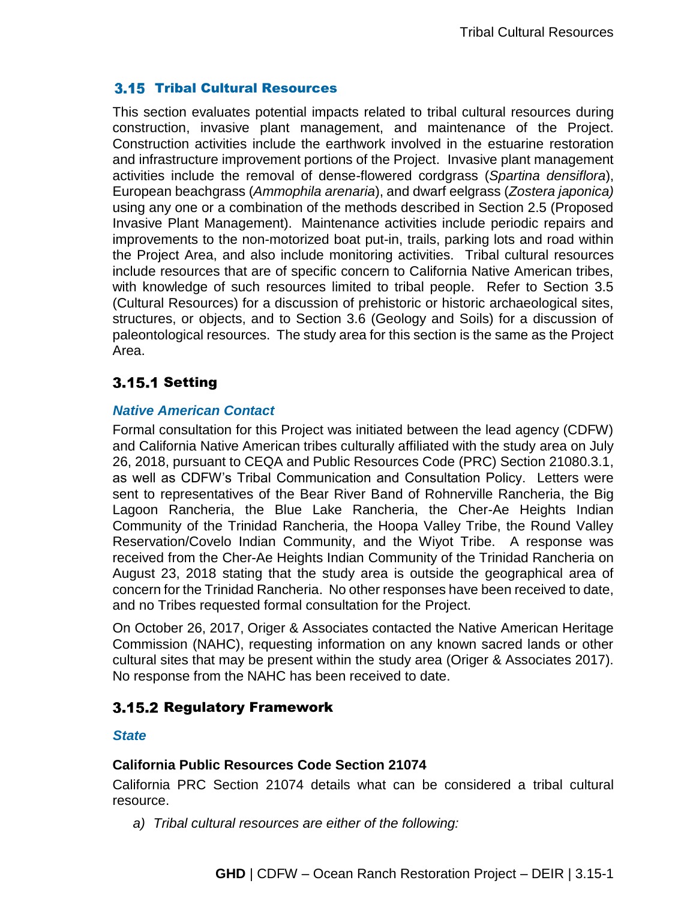## 3.15 Tribal Cultural Resources

This section evaluates potential impacts related to tribal cultural resources during construction, invasive plant management, and maintenance of the Project. Construction activities include the earthwork involved in the estuarine restoration and infrastructure improvement portions of the Project. Invasive plant management activities include the removal of dense-flowered cordgrass (*Spartina densiflora*), European beachgrass (*Ammophila arenaria*), and dwarf eelgrass (*Zostera japonica)* using any one or a combination of the methods described in Section 2.5 (Proposed Invasive Plant Management). Maintenance activities include periodic repairs and improvements to the non-motorized boat put-in, trails, parking lots and road within the Project Area, and also include monitoring activities. Tribal cultural resources include resources that are of specific concern to California Native American tribes, with knowledge of such resources limited to tribal people. Refer to Section 3.5 (Cultural Resources) for a discussion of prehistoric or historic archaeological sites, structures, or objects, and to Section 3.6 (Geology and Soils) for a discussion of paleontological resources. The study area for this section is the same as the Project Area.

### 3.15.1 Setting

#### *Native American Contact*

Formal consultation for this Project was initiated between the lead agency (CDFW) and California Native American tribes culturally affiliated with the study area on July 26, 2018, pursuant to CEQA and Public Resources Code (PRC) Section 21080.3.1, as well as CDFW's Tribal Communication and Consultation Policy. Letters were sent to representatives of the Bear River Band of Rohnerville Rancheria, the Big Lagoon Rancheria, the Blue Lake Rancheria, the Cher-Ae Heights Indian Community of the Trinidad Rancheria, the Hoopa Valley Tribe, the Round Valley Reservation/Covelo Indian Community, and the Wiyot Tribe. A response was received from the Cher-Ae Heights Indian Community of the Trinidad Rancheria on August 23, 2018 stating that the study area is outside the geographical area of concern for the Trinidad Rancheria. No other responses have been received to date, and no Tribes requested formal consultation for the Project.

On October 26, 2017, Origer & Associates contacted the Native American Heritage Commission (NAHC), requesting information on any known sacred lands or other cultural sites that may be present within the study area (Origer & Associates 2017). No response from the NAHC has been received to date.

### 3.15.2 Regulatory Framework

#### *State*

**California Public Resources Code Section 21074**

California PRC Section 21074 details what can be considered a tribal cultural resource.

a) *Tribal cultural resources are either of the following:*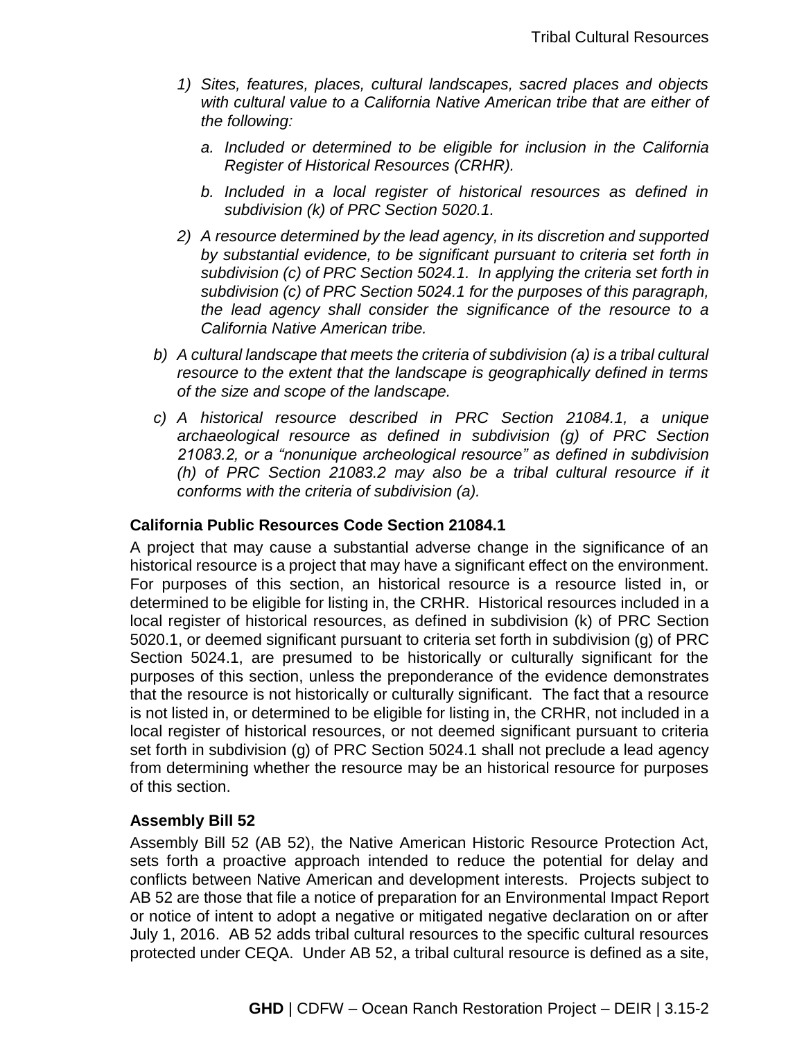*1) Sites, features, places, cultural landscapes, sacred places and objects with cultural value to a California Native American tribe that are either of the following:*

*a. Included or determined to be eligible for inclusion in the California Register of Historical Resources (CRHR).*

*b. Included in a local register of historical resources as defined in subdivision (k) of PRC Section 5020.1.*

*2) A resource determined by the lead agency, in its discretion and supported by substantial evidence, to be significant pursuant to criteria set forth in subdivision (c) of PRC Section 5024.1. In applying the criteria set forth in subdivision (c) of PRC Section 5024.1 for the purposes of this paragraph, the lead agency shall consider the significance of the resource to a California Native American tribe.*

*b) A cultural landscape that meets the criteria of subdivision (a) is a tribal cultural resource to the extent that the landscape is geographically defined in terms of the size and scope of the landscape.*

*c) A historical resource described in PRC Section 21084.1, a unique archaeological resource as defined in subdivision (g) of PRC Section 21083.2, or a "nonunique archeological resource" as defined in subdivision (h) of PRC Section 21083.2 may also be a tribal cultural resource if it conforms with the criteria of subdivision (a).*

**California Public Resources Code Section 21084.1**

A project that may cause a substantial adverse change in the significance of an historical resource is a project that may have a significant effect on the environment. For purposes of this section, an historical resource is a resource listed in, or determined to be eligible for listing in, the CRHR. Historical resources included in a local register of historical resources, as defined in subdivision (k) of PRC Section 5020.1, or deemed significant pursuant to criteria set forth in subdivision (g) of PRC Section 5024.1, are presumed to be historically or culturally significant for the purposes of this section, unless the preponderance of the evidence demonstrates that the resource is not historically or culturally significant. The fact that a resource is not listed in, or determined to be eligible for listing in, the CRHR, not included in a local register of historical resources, or not deemed significant pursuant to criteria set forth in subdivision (g) of PRC Section 5024.1 shall not preclude a lead agency from determining whether the resource may be an historical resource for purposes of this section.

**Assembly Bill 52**

Assembly Bill 52 (AB 52), the Native American Historic Resource Protection Act, sets forth a proactive approach intended to reduce the potential for delay and conflicts between Native American and development interests. Projects subject to AB 52 are those that file a notice of preparation for an Environmental Impact Report or notice of intent to adopt a negative or mitigated negative declaration on or after July 1, 2016. AB 52 adds tribal cultural resources to the specific cultural resources protected under CEQA. Under AB 52, a tribal cultural resource is defined as a site,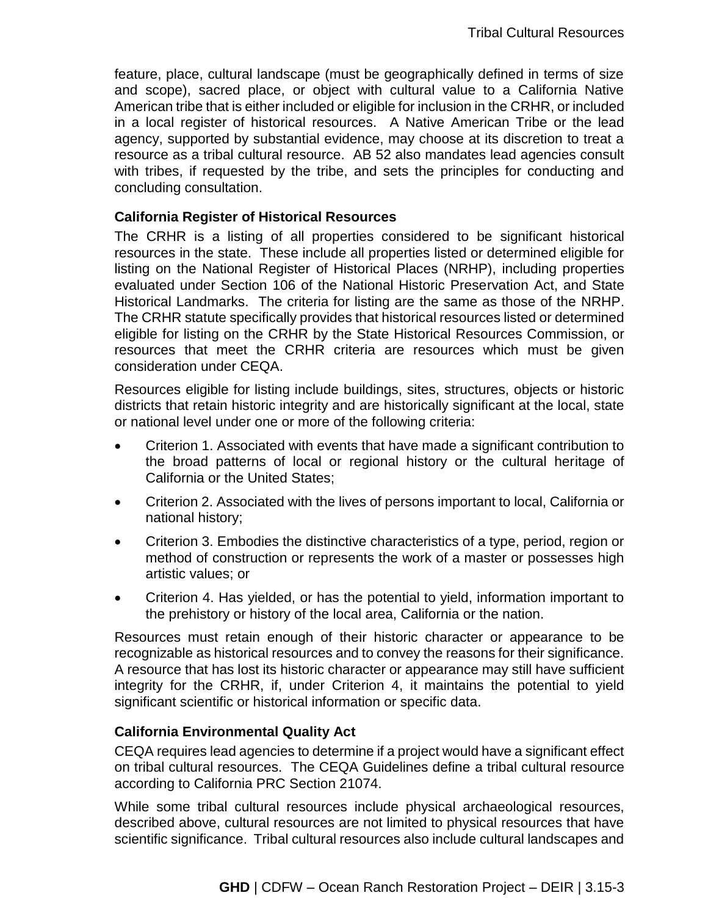feature, place, cultural landscape (must be geographically defined in terms of size and scope), sacred place, or object with cultural value to a California Native American tribe that is either included or eligible for inclusion in the CRHR, or included in a local register of historical resources. A Native American Tribe or the lead agency, supported by substantial evidence, may choose at its discretion to treat a resource as a tribal cultural resource. AB 52 also mandates lead agencies consult with tribes, if requested by the tribe, and sets the principles for conducting and concluding consultation.

**California Register of Historical Resources**

The CRHR is a listing of all properties considered to be significant historical resources in the state. These include all properties listed or determined eligible for listing on the National Register of Historical Places (NRHP), including properties evaluated under Section 106 of the National Historic Preservation Act, and State Historical Landmarks. The criteria for listing are the same as those of the NRHP. The CRHR statute specifically provides that historical resources listed or determined eligible for listing on the CRHR by the State Historical Resources Commission, or resources that meet the CRHR criteria are resources which must be given consideration under CEQA.

Resources eligible for listing include buildings, sites, structures, objects or historic districts that retain historic integrity and are historically significant at the local, state or national level under one or more of the following criteria:

- Criterion 1. Associated with events that have made a significant contribution to the broad patterns of local or regional history or the cultural heritage of California or the United States;
- Criterion 2. Associated with the lives of persons important to local, California or national history;
- Criterion 3. Embodies the distinctive characteristics of a type, period, region or method of construction or represents the work of a master or possesses high artistic values; or
- Criterion 4. Has yielded, or has the potential to yield, information important to the prehistory or history of the local area, California or the nation.

Resources must retain enough of their historic character or appearance to be recognizable as historical resources and to convey the reasons for their significance. A resource that has lost its historic character or appearance may still have sufficient integrity for the CRHR, if, under Criterion 4, it maintains the potential to yield significant scientific or historical information or specific data.

**California Environmental Quality Act**

CEQA requires lead agencies to determine if a project would have a significant effect on tribal cultural resources. The CEQA Guidelines define a tribal cultural resource according to California PRC Section 21074.

While some tribal cultural resources include physical archaeological resources, described above, cultural resources are not limited to physical resources that have scientific significance. Tribal cultural resources also include cultural landscapes and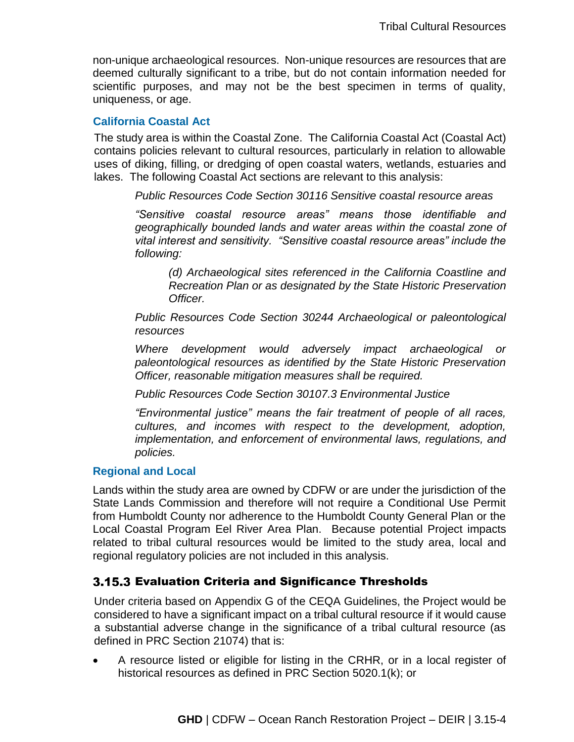non-unique archaeological resources. Non-unique resources are resources that are deemed culturally significant to a tribe, but do not contain information needed for scientific purposes, and may not be the best specimen in terms of quality, uniqueness, or age.

### California Coastal Act

The study area is within the Coastal Zone. The California Coastal Act (Coastal Act) contains policies relevant to cultural resources, particularly in relation to allowable uses of diking, filling, or dredging of open coastal waters, wetlands, estuaries and lakes. The following Coastal Act sections are relevant to this analysis:

> *Public Resources Code Section 30116 Sensitive coastal resource areas*
>
> *"Sensitive coastal resource areas" means those identifiable and geographically bounded lands and water areas within the coastal zone of vital interest and sensitivity. "Sensitive coastal resource areas" include the following:*
>
> > *(d) Archaeological sites referenced in the California Coastline and Recreation Plan or as designated by the State Historic Preservation Officer.*
>
> *Public Resources Code Section 30244 Archaeological or paleontological resources*
>
> *Where development would adversely impact archaeological or paleontological resources as identified by the State Historic Preservation Officer, reasonable mitigation measures shall be required.*
>
> *Public Resources Code Section 30107.3 Environmental Justice*
>
> *"Environmental justice" means the fair treatment of people of all races, cultures, and incomes with respect to the development, adoption, implementation, and enforcement of environmental laws, regulations, and policies.*

### Regional and Local

Lands within the study area are owned by CDFW or are under the jurisdiction of the State Lands Commission and therefore will not require a Conditional Use Permit from Humboldt County nor adherence to the Humboldt County General Plan or the Local Coastal Program Eel River Area Plan. Because potential Project impacts related to tribal cultural resources would be limited to the study area, local and regional regulatory policies are not included in this analysis.

## 3.15.3 Evaluation Criteria and Significance Thresholds

Under criteria based on Appendix G of the CEQA Guidelines, the Project would be considered to have a significant impact on a tribal cultural resource if it would cause a substantial adverse change in the significance of a tribal cultural resource (as defined in PRC Section 21074) that is:

- A resource listed or eligible for listing in the CRHR, or in a local register of historical resources as defined in PRC Section 5020.1(k); or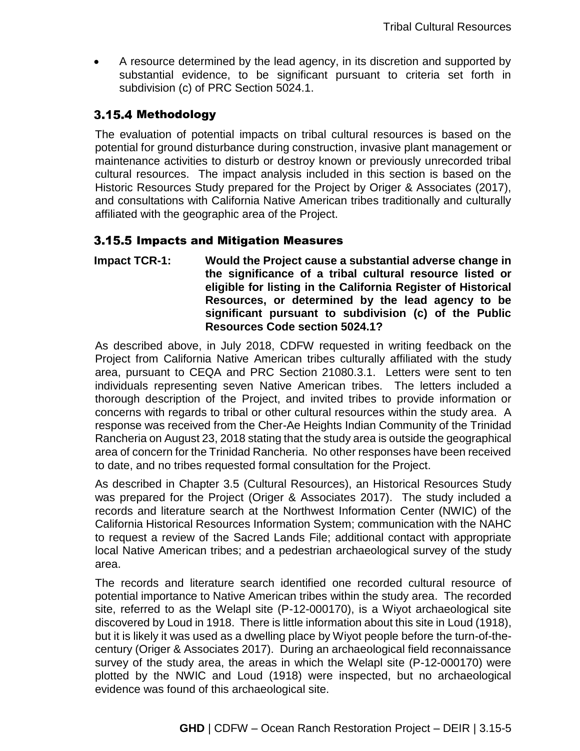- A resource determined by the lead agency, in its discretion and supported by substantial evidence, to be significant pursuant to criteria set forth in subdivision (c) of PRC Section 5024.1.

### 3.15.4 Methodology

The evaluation of potential impacts on tribal cultural resources is based on the potential for ground disturbance during construction, invasive plant management or maintenance activities to disturb or destroy known or previously unrecorded tribal cultural resources. The impact analysis included in this section is based on the Historic Resources Study prepared for the Project by Origer & Associates (2017), and consultations with California Native American tribes traditionally and culturally affiliated with the geographic area of the Project.

### 3.15.5 Impacts and Mitigation Measures

**Impact TCR-1: Would the Project cause a substantial adverse change in the significance of a tribal cultural resource listed or eligible for listing in the California Register of Historical Resources, or determined by the lead agency to be significant pursuant to subdivision (c) of the Public Resources Code section 5024.1?**

As described above, in July 2018, CDFW requested in writing feedback on the Project from California Native American tribes culturally affiliated with the study area, pursuant to CEQA and PRC Section 21080.3.1. Letters were sent to ten individuals representing seven Native American tribes. The letters included a thorough description of the Project, and invited tribes to provide information or concerns with regards to tribal or other cultural resources within the study area. A response was received from the Cher-Ae Heights Indian Community of the Trinidad Rancheria on August 23, 2018 stating that the study area is outside the geographical area of concern for the Trinidad Rancheria. No other responses have been received to date, and no tribes requested formal consultation for the Project.

As described in Chapter 3.5 (Cultural Resources), an Historical Resources Study was prepared for the Project (Origer & Associates 2017). The study included a records and literature search at the Northwest Information Center (NWIC) of the California Historical Resources Information System; communication with the NAHC to request a review of the Sacred Lands File; additional contact with appropriate local Native American tribes; and a pedestrian archaeological survey of the study area.

The records and literature search identified one recorded cultural resource of potential importance to Native American tribes within the study area. The recorded site, referred to as the Welapl site (P-12-000170), is a Wiyot archaeological site discovered by Loud in 1918. There is little information about this site in Loud (1918), but it is likely it was used as a dwelling place by Wiyot people before the turn-of-the-century (Origer & Associates 2017). During an archaeological field reconnaissance survey of the study area, the areas in which the Welapl site (P-12-000170) were plotted by the NWIC and Loud (1918) were inspected, but no archaeological evidence was found of this archaeological site.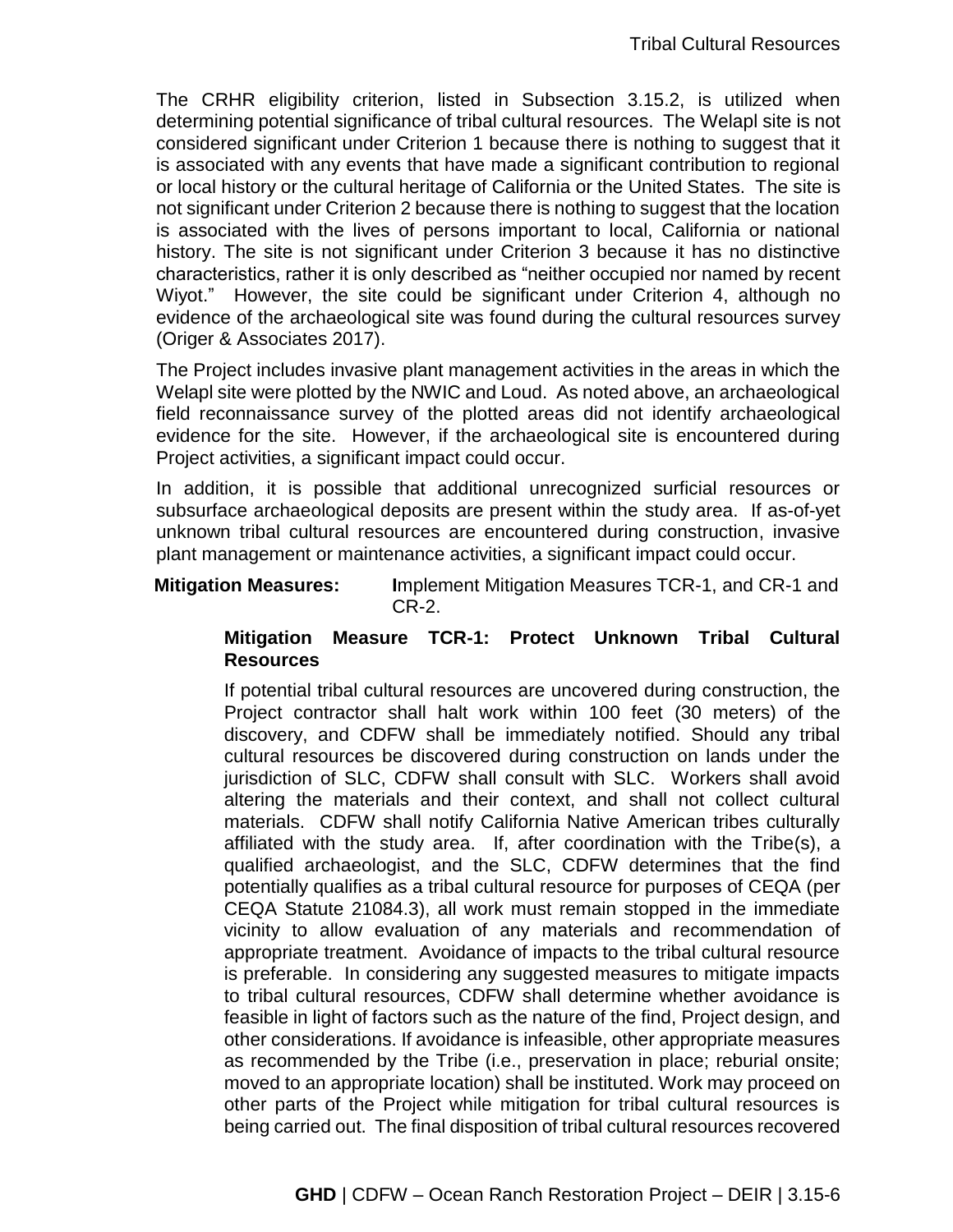The CRHR eligibility criterion, listed in Subsection 3.15.2, is utilized when determining potential significance of tribal cultural resources. The Welapl site is not considered significant under Criterion 1 because there is nothing to suggest that it is associated with any events that have made a significant contribution to regional or local history or the cultural heritage of California or the United States. The site is not significant under Criterion 2 because there is nothing to suggest that the location is associated with the lives of persons important to local, California or national history. The site is not significant under Criterion 3 because it has no distinctive characteristics, rather it is only described as "neither occupied nor named by recent Wiyot." However, the site could be significant under Criterion 4, although no evidence of the archaeological site was found during the cultural resources survey (Origer & Associates 2017).

The Project includes invasive plant management activities in the areas in which the Welapl site were plotted by the NWIC and Loud. As noted above, an archaeological field reconnaissance survey of the plotted areas did not identify archaeological evidence for the site. However, if the archaeological site is encountered during Project activities, a significant impact could occur.

In addition, it is possible that additional unrecognized surficial resources or subsurface archaeological deposits are present within the study area. If as-of-yet unknown tribal cultural resources are encountered during construction, invasive plant management or maintenance activities, a significant impact could occur.

**Mitigation Measures:** **I**mplement Mitigation Measures TCR-1, and CR-1 and CR-2.

**Mitigation Measure TCR-1: Protect Unknown Tribal Cultural Resources**

If potential tribal cultural resources are uncovered during construction, the Project contractor shall halt work within 100 feet (30 meters) of the discovery, and CDFW shall be immediately notified. Should any tribal cultural resources be discovered during construction on lands under the jurisdiction of SLC, CDFW shall consult with SLC. Workers shall avoid altering the materials and their context, and shall not collect cultural materials. CDFW shall notify California Native American tribes culturally affiliated with the study area. If, after coordination with the Tribe(s), a qualified archaeologist, and the SLC, CDFW determines that the find potentially qualifies as a tribal cultural resource for purposes of CEQA (per CEQA Statute 21084.3), all work must remain stopped in the immediate vicinity to allow evaluation of any materials and recommendation of appropriate treatment. Avoidance of impacts to the tribal cultural resource is preferable. In considering any suggested measures to mitigate impacts to tribal cultural resources, CDFW shall determine whether avoidance is feasible in light of factors such as the nature of the find, Project design, and other considerations. If avoidance is infeasible, other appropriate measures as recommended by the Tribe (i.e., preservation in place; reburial onsite; moved to an appropriate location) shall be instituted. Work may proceed on other parts of the Project while mitigation for tribal cultural resources is being carried out. The final disposition of tribal cultural resources recovered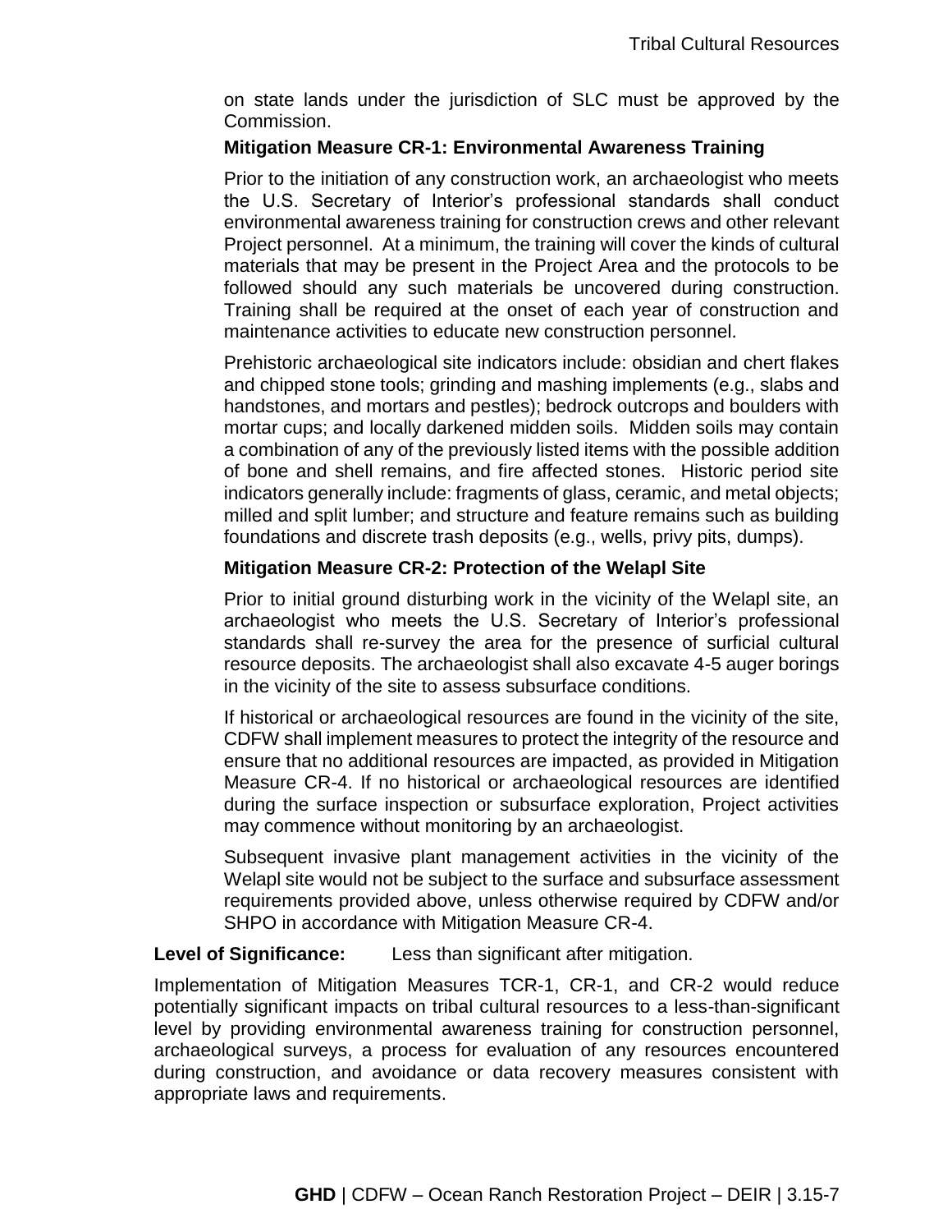on state lands under the jurisdiction of SLC must be approved by the Commission.

**Mitigation Measure CR-1: Environmental Awareness Training**

Prior to the initiation of any construction work, an archaeologist who meets the U.S. Secretary of Interior's professional standards shall conduct environmental awareness training for construction crews and other relevant Project personnel. At a minimum, the training will cover the kinds of cultural materials that may be present in the Project Area and the protocols to be followed should any such materials be uncovered during construction. Training shall be required at the onset of each year of construction and maintenance activities to educate new construction personnel.

Prehistoric archaeological site indicators include: obsidian and chert flakes and chipped stone tools; grinding and mashing implements (e.g., slabs and handstones, and mortars and pestles); bedrock outcrops and boulders with mortar cups; and locally darkened midden soils. Midden soils may contain a combination of any of the previously listed items with the possible addition of bone and shell remains, and fire affected stones. Historic period site indicators generally include: fragments of glass, ceramic, and metal objects; milled and split lumber; and structure and feature remains such as building foundations and discrete trash deposits (e.g., wells, privy pits, dumps).

**Mitigation Measure CR-2: Protection of the Welapl Site**

Prior to initial ground disturbing work in the vicinity of the Welapl site, an archaeologist who meets the U.S. Secretary of Interior's professional standards shall re-survey the area for the presence of surficial cultural resource deposits. The archaeologist shall also excavate 4-5 auger borings in the vicinity of the site to assess subsurface conditions.

If historical or archaeological resources are found in the vicinity of the site, CDFW shall implement measures to protect the integrity of the resource and ensure that no additional resources are impacted, as provided in Mitigation Measure CR-4. If no historical or archaeological resources are identified during the surface inspection or subsurface exploration, Project activities may commence without monitoring by an archaeologist.

Subsequent invasive plant management activities in the vicinity of the Welapl site would not be subject to the surface and subsurface assessment requirements provided above, unless otherwise required by CDFW and/or SHPO in accordance with Mitigation Measure CR-4.

**Level of Significance:** Less than significant after mitigation.

Implementation of Mitigation Measures TCR-1, CR-1, and CR-2 would reduce potentially significant impacts on tribal cultural resources to a less-than-significant level by providing environmental awareness training for construction personnel, archaeological surveys, a process for evaluation of any resources encountered during construction, and avoidance or data recovery measures consistent with appropriate laws and requirements.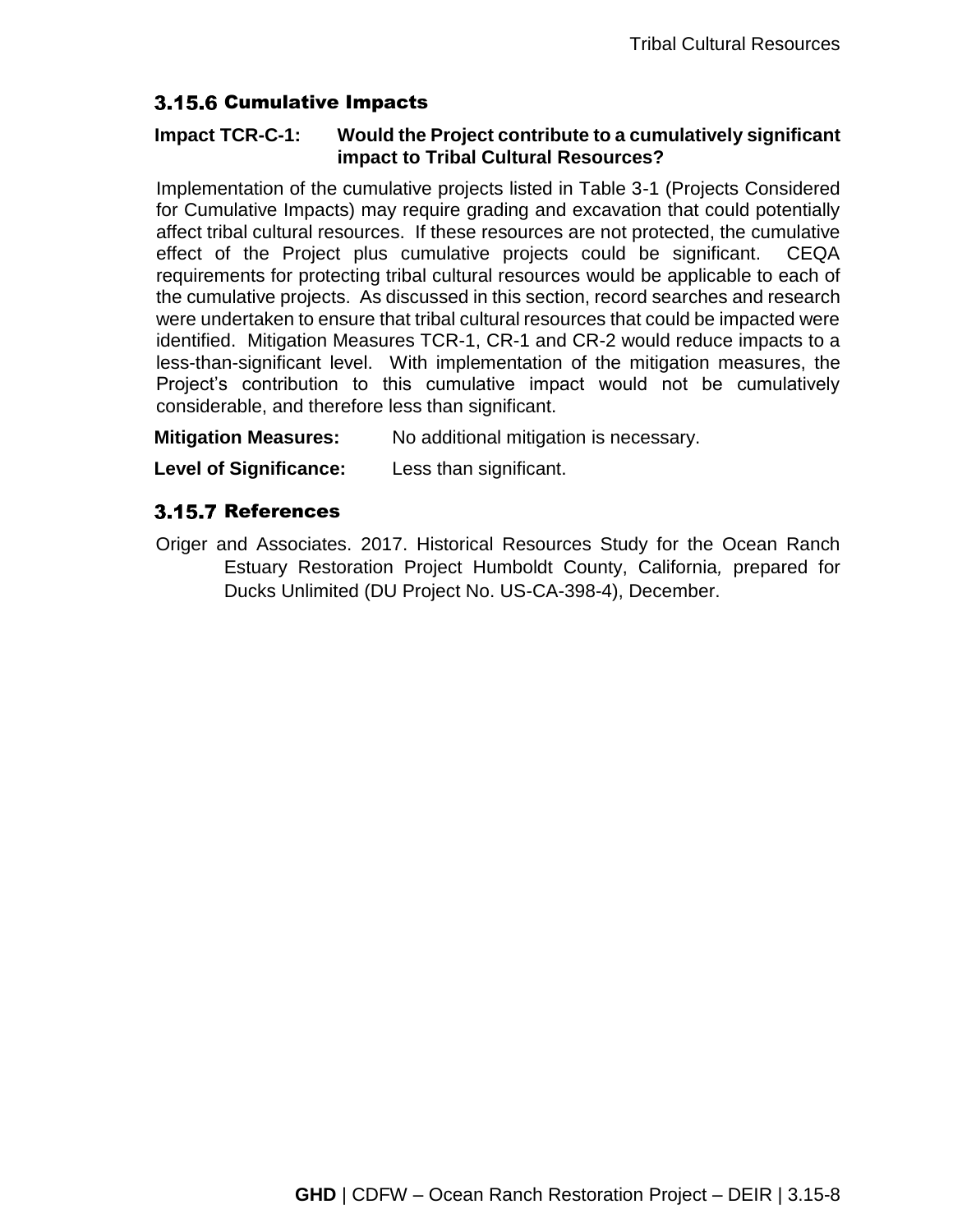### 3.15.6 Cumulative Impacts

**Impact TCR-C-1: Would the Project contribute to a cumulatively significant impact to Tribal Cultural Resources?**

Implementation of the cumulative projects listed in Table 3-1 (Projects Considered for Cumulative Impacts) may require grading and excavation that could potentially affect tribal cultural resources. If these resources are not protected, the cumulative effect of the Project plus cumulative projects could be significant. CEQA requirements for protecting tribal cultural resources would be applicable to each of the cumulative projects. As discussed in this section, record searches and research were undertaken to ensure that tribal cultural resources that could be impacted were identified. Mitigation Measures TCR-1, CR-1 and CR-2 would reduce impacts to a less-than-significant level. With implementation of the mitigation measures, the Project's contribution to this cumulative impact would not be cumulatively considerable, and therefore less than significant.

**Mitigation Measures:** No additional mitigation is necessary.

**Level of Significance:** Less than significant.

### 3.15.7 References

Origer and Associates. 2017. Historical Resources Study for the Ocean Ranch Estuary Restoration Project Humboldt County, California, prepared for Ducks Unlimited (DU Project No. US-CA-398-4), December.